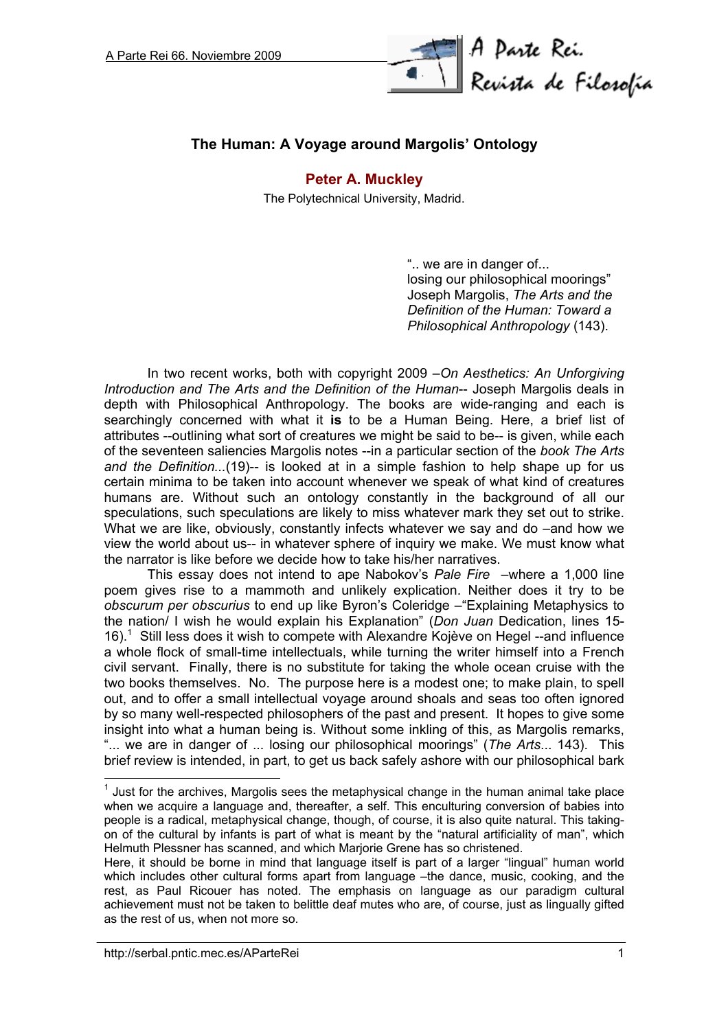# The Human: A Voyage around Margolis' Ontology

**Peter A. Muckley**

The Polytechnical University, Madrid.

> ".. we are in danger of...
> losing our philosophical moorings"
> Joseph Margolis, *The Arts and the Definition of the Human: Toward a Philosophical Anthropology* (143).

In two recent works, both with copyright 2009 –*On Aesthetics: An Unforgiving Introduction and The Arts and the Definition of the Human*-- Joseph Margolis deals in depth with Philosophical Anthropology. The books are wide-ranging and each is searchingly concerned with what it **is** to be a Human Being. Here, a brief list of attributes --outlining what sort of creatures we might be said to be-- is given, while each of the seventeen saliencies Margolis notes --in a particular section of the *book The Arts and the Definition...*(19)-- is looked at in a simple fashion to help shape up for us certain minima to be taken into account whenever we speak of what kind of creatures humans are. Without such an ontology constantly in the background of all our speculations, such speculations are likely to miss whatever mark they set out to strike. What we are like, obviously, constantly infects whatever we say and do –and how we view the world about us-- in whatever sphere of inquiry we make. We must know what the narrator is like before we decide how to take his/her narratives.

This essay does not intend to ape Nabokov's *Pale Fire* –where a 1,000 line poem gives rise to a mammoth and unlikely explication. Neither does it try to be *obscurum per obscurius* to end up like Byron's Coleridge –"Explaining Metaphysics to the nation/ I wish he would explain his Explanation" (*Don Juan* Dedication, lines 15-16).[1] Still less does it wish to compete with Alexandre Kojève on Hegel --and influence a whole flock of small-time intellectuals, while turning the writer himself into a French civil servant. Finally, there is no substitute for taking the whole ocean cruise with the two books themselves. No. The purpose here is a modest one; to make plain, to spell out, and to offer a small intellectual voyage around shoals and seas too often ignored by so many well-respected philosophers of the past and present. It hopes to give some insight into what a human being is. Without some inkling of this, as Margolis remarks, "... we are in danger of ... losing our philosophical moorings" (*The Arts*... 143). This brief review is intended, in part, to get us back safely ashore with our philosophical bark

---

[1] Just for the archives, Margolis sees the metaphysical change in the human animal take place when we acquire a language and, thereafter, a self. This enculturing conversion of babies into people is a radical, metaphysical change, though, of course, it is also quite natural. This taking-on of the cultural by infants is part of what is meant by the "natural artificiality of man", which Helmuth Plessner has scanned, and which Marjorie Grene has so christened.

Here, it should be borne in mind that language itself is part of a larger "lingual" human world which includes other cultural forms apart from language –the dance, music, cooking, and the rest, as Paul Ricouer has noted. The emphasis on language as our paradigm cultural achievement must not be taken to belittle deaf mutes who are, of course, just as lingually gifted as the rest of us, when not more so.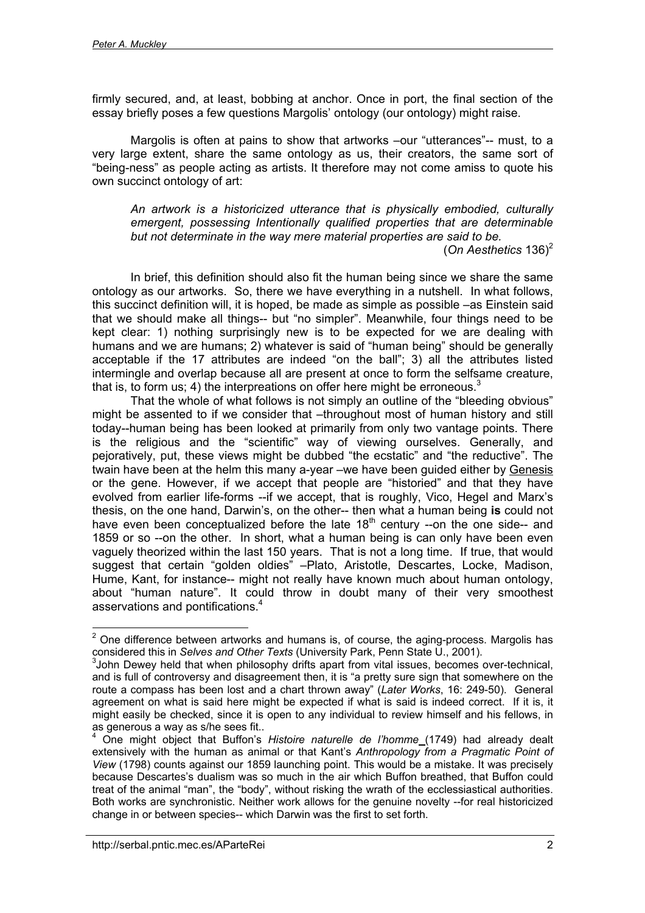firmly secured, and, at least, bobbing at anchor. Once in port, the final section of the essay briefly poses a few questions Margolis' ontology (our ontology) might raise.

Margolis is often at pains to show that artworks –our "utterances"-- must, to a very large extent, share the same ontology as us, their creators, the same sort of "being-ness" as people acting as artists. It therefore may not come amiss to quote his own succinct ontology of art:

> *An artwork is a historicized utterance that is physically embodied, culturally emergent, possessing Intentionally qualified properties that are determinable but not determinate in the way mere material properties are said to be.*
>
> (*On Aesthetics* 136)[2]

In brief, this definition should also fit the human being since we share the same ontology as our artworks. So, there we have everything in a nutshell. In what follows, this succinct definition will, it is hoped, be made as simple as possible –as Einstein said that we should make all things-- but "no simpler". Meanwhile, four things need to be kept clear: 1) nothing surprisingly new is to be expected for we are dealing with humans and we are humans; 2) whatever is said of "human being" should be generally acceptable if the 17 attributes are indeed "on the ball"; 3) all the attributes listed intermingle and overlap because all are present at once to form the selfsame creature, that is, to form us; 4) the interpreations on offer here might be erroneous.[3]

That the whole of what follows is not simply an outline of the "bleeding obvious" might be assented to if we consider that –throughout most of human history and still today--human being has been looked at primarily from only two vantage points. There is the religious and the "scientific" way of viewing ourselves. Generally, and pejoratively, put, these views might be dubbed "the ecstatic" and "the reductive". The twain have been at the helm this many a-year –we have been guided either by Genesis or the gene. However, if we accept that people are "historied" and that they have evolved from earlier life-forms --if we accept, that is roughly, Vico, Hegel and Marx's thesis, on the one hand, Darwin's, on the other-- then what a human being **is** could not have even been conceptualized before the late 18th century --on the one side-- and 1859 or so --on the other. In short, what a human being is can only have been even vaguely theorized within the last 150 years. That is not a long time. If true, that would suggest that certain "golden oldies" –Plato, Aristotle, Descartes, Locke, Madison, Hume, Kant, for instance-- might not really have known much about human ontology, about "human nature". It could throw in doubt many of their very smoothest asservations and pontifications.[4]

---

[2] One difference between artworks and humans is, of course, the aging-process. Margolis has considered this in *Selves and Other Texts* (University Park, Penn State U., 2001).

[3] John Dewey held that when philosophy drifts apart from vital issues, becomes over-technical, and is full of controversy and disagreement then, it is "a pretty sure sign that somewhere on the route a compass has been lost and a chart thrown away" (*Later Works*, 16: 249-50). General agreement on what is said here might be expected if what is said is indeed correct. If it is, it might easily be checked, since it is open to any individual to review himself and his fellows, in as generous a way as s/he sees fit..

[4] One might object that Buffon's *Histoire naturelle de l'homme* (1749) had already dealt extensively with the human as animal or that Kant's *Anthropology from a Pragmatic Point of View* (1798) counts against our 1859 launching point. This would be a mistake. It was precisely because Descartes's dualism was so much in the air which Buffon breathed, that Buffon could treat of the animal "man", the "body", without risking the wrath of the ecclessiastical authorities. Both works are synchronistic. Neither work allows for the genuine novelty --for real historicized change in or between species-- which Darwin was the first to set forth.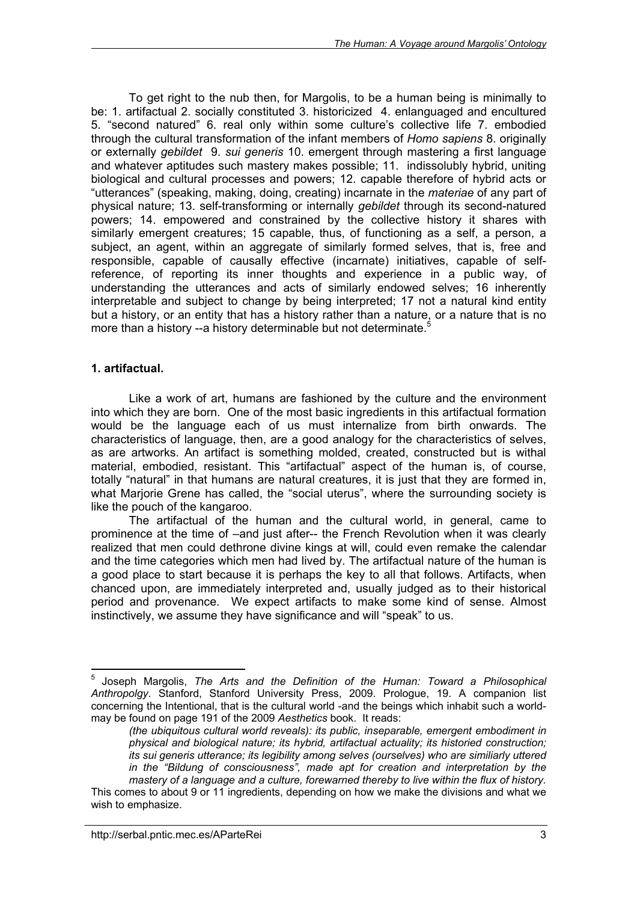To get right to the nub then, for Margolis, to be a human being is minimally to be: 1. artifactual 2. socially constituted 3. historicized 4. enlanguaged and encultured 5. "second natured" 6. real only within some culture's collective life 7. embodied through the cultural transformation of the infant members of *Homo sapiens* 8. originally or externally *gebildet* 9. *sui generis* 10. emergent through mastering a first language and whatever aptitudes such mastery makes possible; 11. indissolubly hybrid, uniting biological and cultural processes and powers; 12. capable therefore of hybrid acts or "utterances" (speaking, making, doing, creating) incarnate in the *materiae* of any part of physical nature; 13. self-transforming or internally *gebildet* through its second-natured powers; 14. empowered and constrained by the collective history it shares with similarly emergent creatures; 15 capable, thus, of functioning as a self, a person, a subject, an agent, within an aggregate of similarly formed selves, that is, free and responsible, capable of causally effective (incarnate) initiatives, capable of self-reference, of reporting its inner thoughts and experience in a public way, of understanding the utterances and acts of similarly endowed selves; 16 inherently interpretable and subject to change by being interpreted; 17 not a natural kind entity but a history, or an entity that has a history rather than a nature, or a nature that is no more than a history --a history determinable but not determinate.[5]

**1. artifactual.**

Like a work of art, humans are fashioned by the culture and the environment into which they are born. One of the most basic ingredients in this artifactual formation would be the language each of us must internalize from birth onwards. The characteristics of language, then, are a good analogy for the characteristics of selves, as are artworks. An artifact is something molded, created, constructed but is withal material, embodied, resistant. This "artifactual" aspect of the human is, of course, totally "natural" in that humans are natural creatures, it is just that they are formed in, what Marjorie Grene has called, the "social uterus", where the surrounding society is like the pouch of the kangaroo.

The artifactual of the human and the cultural world, in general, came to prominence at the time of –and just after-- the French Revolution when it was clearly realized that men could dethrone divine kings at will, could even remake the calendar and the time categories which men had lived by. The artifactual nature of the human is a good place to start because it is perhaps the key to all that follows. Artifacts, when chanced upon, are immediately interpreted and, usually judged as to their historical period and provenance. We expect artifacts to make some kind of sense. Almost instinctively, we assume they have significance and will "speak" to us.

---

[5] Joseph Margolis, *The Arts and the Definition of the Human: Toward a Philosophical Anthropolgy*. Stanford, Stanford University Press, 2009. Prologue, 19. A companion list concerning the Intentional, that is the cultural world -and the beings which inhabit such a world- may be found on page 191 of the 2009 *Aesthetics* book. It reads:

> *(the ubiquitous cultural world reveals): its public, inseparable, emergent embodiment in physical and biological nature; its hybrid, artifactual actuality; its historied construction; its sui generis utterance; its legibility among selves (ourselves) who are similiarly uttered in the "Bildung of consciousness", made apt for creation and interpretation by the mastery of a language and a culture, forewarned thereby to live within the flux of history.*

This comes to about 9 or 11 ingredients, depending on how we make the divisions and what we wish to emphasize.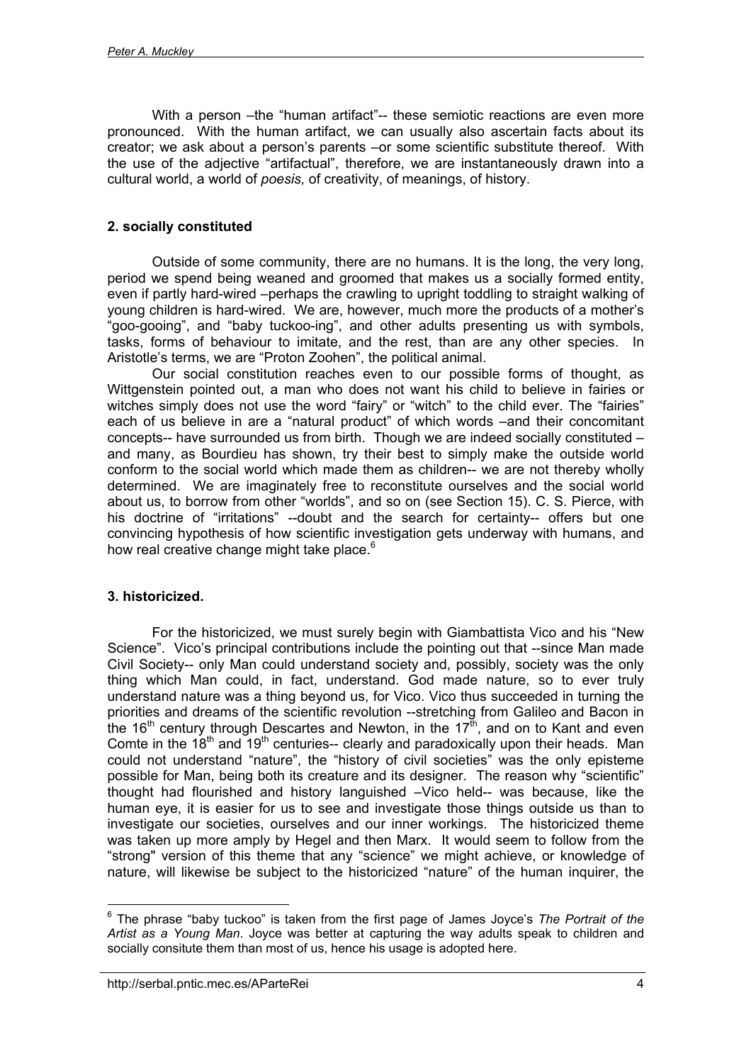With a person –the "human artifact"-- these semiotic reactions are even more pronounced. With the human artifact, we can usually also ascertain facts about its creator; we ask about a person's parents –or some scientific substitute thereof. With the use of the adjective "artifactual", therefore, we are instantaneously drawn into a cultural world, a world of *poesis,* of creativity, of meanings, of history.

## 2. socially constituted

Outside of some community, there are no humans. It is the long, the very long, period we spend being weaned and groomed that makes us a socially formed entity, even if partly hard-wired –perhaps the crawling to upright toddling to straight walking of young children is hard-wired. We are, however, much more the products of a mother's "goo-gooing", and "baby tuckoo-ing", and other adults presenting us with symbols, tasks, forms of behaviour to imitate, and the rest, than are any other species. In Aristotle's terms, we are "Proton Zoohen", the political animal.

Our social constitution reaches even to our possible forms of thought, as Wittgenstein pointed out, a man who does not want his child to believe in fairies or witches simply does not use the word "fairy" or "witch" to the child ever. The "fairies" each of us believe in are a "natural product" of which words –and their concomitant concepts-- have surrounded us from birth. Though we are indeed socially constituted –and many, as Bourdieu has shown, try their best to simply make the outside world conform to the social world which made them as children-- we are not thereby wholly determined. We are imaginately free to reconstitute ourselves and the social world about us, to borrow from other "worlds", and so on (see Section 15). C. S. Pierce, with his doctrine of "irritations" --doubt and the search for certainty-- offers but one convincing hypothesis of how scientific investigation gets underway with humans, and how real creative change might take place.[6]

## 3. historicized.

For the historicized, we must surely begin with Giambattista Vico and his "New Science". Vico's principal contributions include the pointing out that --since Man made Civil Society-- only Man could understand society and, possibly, society was the only thing which Man could, in fact, understand. God made nature, so to ever truly understand nature was a thing beyond us, for Vico. Vico thus succeeded in turning the priorities and dreams of the scientific revolution --stretching from Galileo and Bacon in the 16th century through Descartes and Newton, in the 17th, and on to Kant and even Comte in the 18th and 19th centuries-- clearly and paradoxically upon their heads. Man could not understand "nature", the "history of civil societies" was the only episteme possible for Man, being both its creature and its designer. The reason why "scientific" thought had flourished and history languished –Vico held-- was because, like the human eye, it is easier for us to see and investigate those things outside us than to investigate our societies, ourselves and our inner workings. The historicized theme was taken up more amply by Hegel and then Marx. It would seem to follow from the "strong" version of this theme that any "science" we might achieve, or knowledge of nature, will likewise be subject to the historicized "nature" of the human inquirer, the

---

[6] The phrase "baby tuckoo" is taken from the first page of James Joyce's *The Portrait of the Artist as a Young Man*. Joyce was better at capturing the way adults speak to children and socially consitute them than most of us, hence his usage is adopted here.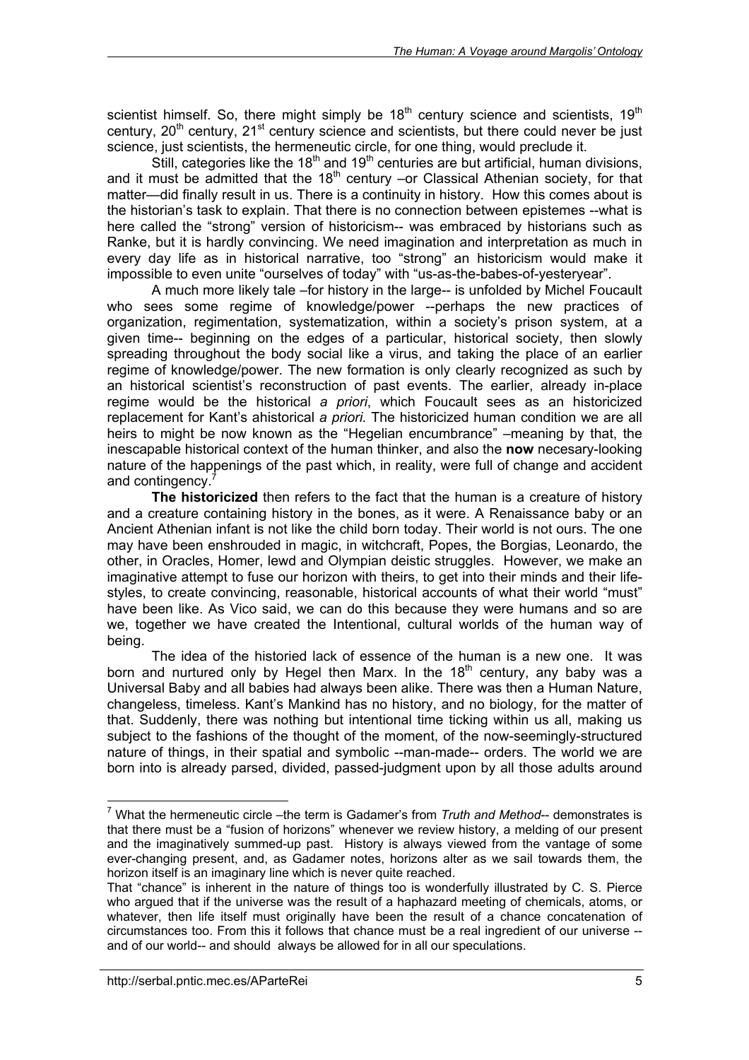scientist himself. So, there might simply be 18th century science and scientists, 19th century, 20th century, 21st century science and scientists, but there could never be just science, just scientists, the hermeneutic circle, for one thing, would preclude it.

Still, categories like the 18th and 19th centuries are but artificial, human divisions, and it must be admitted that the 18th century –or Classical Athenian society, for that matter—did finally result in us. There is a continuity in history. How this comes about is the historian's task to explain. That there is no connection between epistemes --what is here called the "strong" version of historicism-- was embraced by historians such as Ranke, but it is hardly convincing. We need imagination and interpretation as much in every day life as in historical narrative, too "strong" an historicism would make it impossible to even unite "ourselves of today" with "us-as-the-babes-of-yesteryear".

A much more likely tale –for history in the large-- is unfolded by Michel Foucault who sees some regime of knowledge/power --perhaps the new practices of organization, regimentation, systematization, within a society's prison system, at a given time-- beginning on the edges of a particular, historical society, then slowly spreading throughout the body social like a virus, and taking the place of an earlier regime of knowledge/power. The new formation is only clearly recognized as such by an historical scientist's reconstruction of past events. The earlier, already in-place regime would be the historical *a priori*, which Foucault sees as an historicized replacement for Kant's ahistorical *a priori.* The historicized human condition we are all heirs to might be now known as the "Hegelian encumbrance" –meaning by that, the inescapable historical context of the human thinker, and also the **now** necesary-looking nature of the happenings of the past which, in reality, were full of change and accident and contingency.[7]

**The historicized** then refers to the fact that the human is a creature of history and a creature containing history in the bones, as it were. A Renaissance baby or an Ancient Athenian infant is not like the child born today. Their world is not ours. The one may have been enshrouded in magic, in witchcraft, Popes, the Borgias, Leonardo, the other, in Oracles, Homer, lewd and Olympian deistic struggles. However, we make an imaginative attempt to fuse our horizon with theirs, to get into their minds and their life-styles, to create convincing, reasonable, historical accounts of what their world "must" have been like. As Vico said, we can do this because they were humans and so are we, together we have created the Intentional, cultural worlds of the human way of being.

The idea of the historied lack of essence of the human is a new one. It was born and nurtured only by Hegel then Marx. In the 18th century, any baby was a Universal Baby and all babies had always been alike. There was then a Human Nature, changeless, timeless. Kant's Mankind has no history, and no biology, for the matter of that. Suddenly, there was nothing but intentional time ticking within us all, making us subject to the fashions of the thought of the moment, of the now-seemingly-structured nature of things, in their spatial and symbolic --man-made-- orders. The world we are born into is already parsed, divided, passed-judgment upon by all those adults around

---

[7] What the hermeneutic circle –the term is Gadamer's from *Truth and Method*-- demonstrates is that there must be a "fusion of horizons" whenever we review history, a melding of our present and the imaginatively summed-up past. History is always viewed from the vantage of some ever-changing present, and, as Gadamer notes, horizons alter as we sail towards them, the horizon itself is an imaginary line which is never quite reached.

That "chance" is inherent in the nature of things too is wonderfully illustrated by C. S. Pierce who argued that if the universe was the result of a haphazard meeting of chemicals, atoms, or whatever, then life itself must originally have been the result of a chance concatenation of circumstances too. From this it follows that chance must be a real ingredient of our universe -- and of our world-- and should always be allowed for in all our speculations.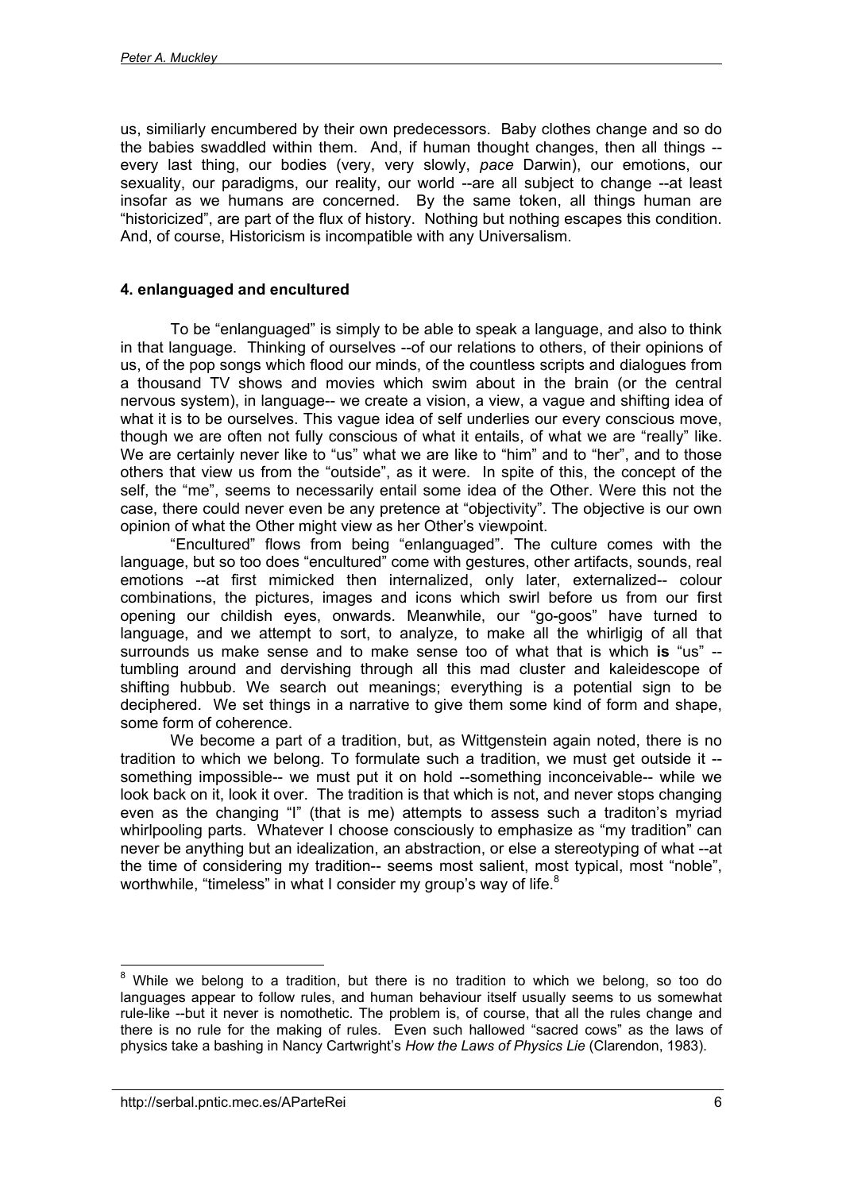us, similiarly encumbered by their own predecessors. Baby clothes change and so do the babies swaddled within them. And, if human thought changes, then all things --every last thing, our bodies (very, very slowly, *pace* Darwin), our emotions, our sexuality, our paradigms, our reality, our world --are all subject to change --at least insofar as we humans are concerned. By the same token, all things human are "historicized", are part of the flux of history. Nothing but nothing escapes this condition. And, of course, Historicism is incompatible with any Universalism.

#### 4. enlanguaged and encultured

To be "enlanguaged" is simply to be able to speak a language, and also to think in that language. Thinking of ourselves --of our relations to others, of their opinions of us, of the pop songs which flood our minds, of the countless scripts and dialogues from a thousand TV shows and movies which swim about in the brain (or the central nervous system), in language-- we create a vision, a view, a vague and shifting idea of what it is to be ourselves. This vague idea of self underlies our every conscious move, though we are often not fully conscious of what it entails, of what we are "really" like. We are certainly never like to "us" what we are like to "him" and to "her", and to those others that view us from the "outside", as it were. In spite of this, the concept of the self, the "me", seems to necessarily entail some idea of the Other. Were this not the case, there could never even be any pretence at "objectivity". The objective is our own opinion of what the Other might view as her Other's viewpoint.

"Encultured" flows from being "enlanguaged". The culture comes with the language, but so too does "encultured" come with gestures, other artifacts, sounds, real emotions --at first mimicked then internalized, only later, externalized-- colour combinations, the pictures, images and icons which swirl before us from our first opening our childish eyes, onwards. Meanwhile, our "go-goos" have turned to language, and we attempt to sort, to analyze, to make all the whirligig of all that surrounds us make sense and to make sense too of what that is which **is** "us" --tumbling around and dervishing through all this mad cluster and kaleidescope of shifting hubbub. We search out meanings; everything is a potential sign to be deciphered. We set things in a narrative to give them some kind of form and shape, some form of coherence.

We become a part of a tradition, but, as Wittgenstein again noted, there is no tradition to which we belong. To formulate such a tradition, we must get outside it --something impossible-- we must put it on hold --something inconceivable-- while we look back on it, look it over. The tradition is that which is not, and never stops changing even as the changing "I" (that is me) attempts to assess such a traditon's myriad whirlpooling parts. Whatever I choose consciously to emphasize as "my tradition" can never be anything but an idealization, an abstraction, or else a stereotyping of what --at the time of considering my tradition-- seems most salient, most typical, most "noble", worthwhile, "timeless" in what I consider my group's way of life.[8]

---

[8] While we belong to a tradition, but there is no tradition to which we belong, so too do languages appear to follow rules, and human behaviour itself usually seems to us somewhat rule-like --but it never is nomothetic. The problem is, of course, that all the rules change and there is no rule for the making of rules. Even such hallowed "sacred cows" as the laws of physics take a bashing in Nancy Cartwright's *How the Laws of Physics Lie* (Clarendon, 1983).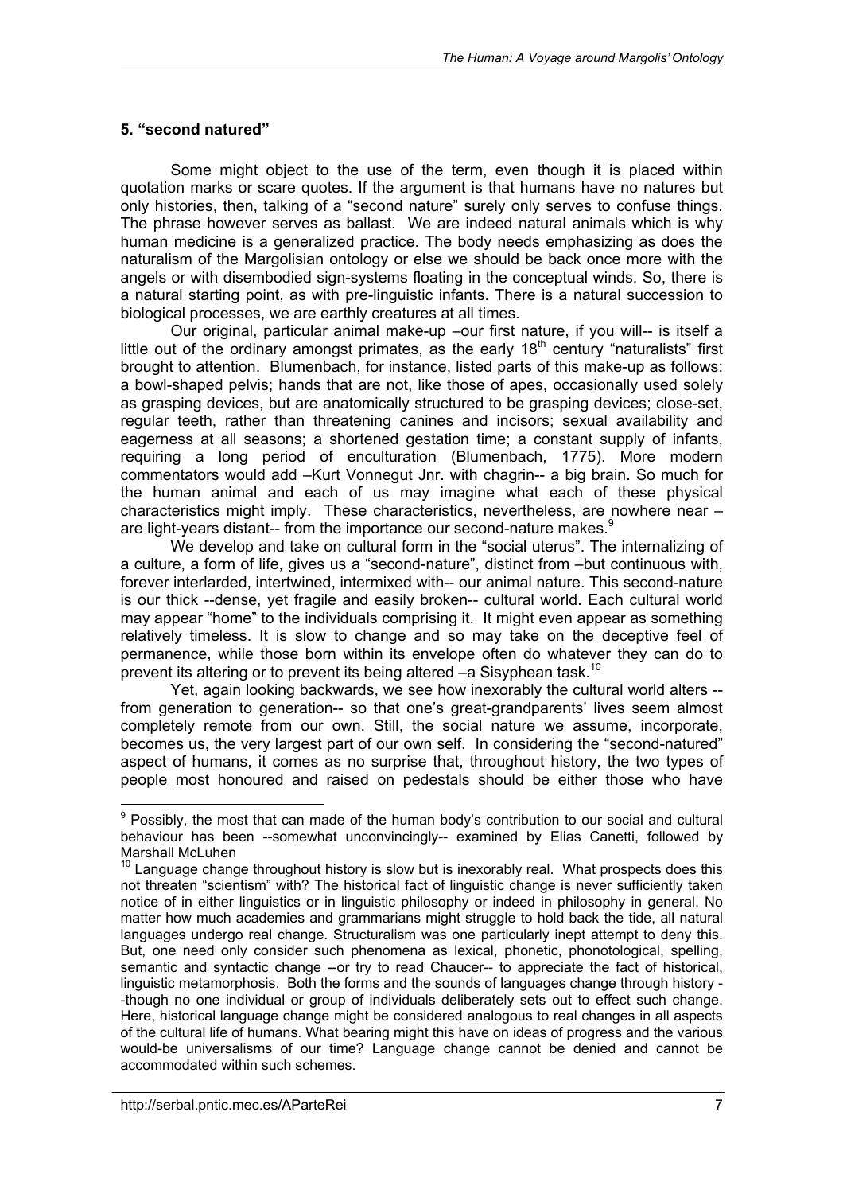### 5. "second natured"

Some might object to the use of the term, even though it is placed within quotation marks or scare quotes. If the argument is that humans have no natures but only histories, then, talking of a "second nature" surely only serves to confuse things. The phrase however serves as ballast. We are indeed natural animals which is why human medicine is a generalized practice. The body needs emphasizing as does the naturalism of the Margolisian ontology or else we should be back once more with the angels or with disembodied sign-systems floating in the conceptual winds. So, there is a natural starting point, as with pre-linguistic infants. There is a natural succession to biological processes, we are earthly creatures at all times.

Our original, particular animal make-up –our first nature, if you will-- is itself a little out of the ordinary amongst primates, as the early 18th century "naturalists" first brought to attention. Blumenbach, for instance, listed parts of this make-up as follows: a bowl-shaped pelvis; hands that are not, like those of apes, occasionally used solely as grasping devices, but are anatomically structured to be grasping devices; close-set, regular teeth, rather than threatening canines and incisors; sexual availability and eagerness at all seasons; a shortened gestation time; a constant supply of infants, requiring a long period of enculturation (Blumenbach, 1775). More modern commentators would add –Kurt Vonnegut Jnr. with chagrin-- a big brain. So much for the human animal and each of us may imagine what each of these physical characteristics might imply. These characteristics, nevertheless, are nowhere near –are light-years distant-- from the importance our second-nature makes.[9]

We develop and take on cultural form in the "social uterus". The internalizing of a culture, a form of life, gives us a "second-nature", distinct from –but continuous with, forever interlarded, intertwined, intermixed with-- our animal nature. This second-nature is our thick --dense, yet fragile and easily broken-- cultural world. Each cultural world may appear "home" to the individuals comprising it. It might even appear as something relatively timeless. It is slow to change and so may take on the deceptive feel of permanence, while those born within its envelope often do whatever they can do to prevent its altering or to prevent its being altered –a Sisyphean task.[10]

Yet, again looking backwards, we see how inexorably the cultural world alters --from generation to generation-- so that one's great-grandparents' lives seem almost completely remote from our own. Still, the social nature we assume, incorporate, becomes us, the very largest part of our own self. In considering the "second-natured" aspect of humans, it comes as no surprise that, throughout history, the two types of people most honoured and raised on pedestals should be either those who have

---

[9] Possibly, the most that can made of the human body's contribution to our social and cultural behaviour has been --somewhat unconvincingly-- examined by Elias Canetti, followed by Marshall McLuhen

[10] Language change throughout history is slow but is inexorably real. What prospects does this not threaten "scientism" with? The historical fact of linguistic change is never sufficiently taken notice of in either linguistics or in linguistic philosophy or indeed in philosophy in general. No matter how much academies and grammarians might struggle to hold back the tide, all natural languages undergo real change. Structuralism was one particularly inept attempt to deny this. But, one need only consider such phenomena as lexical, phonetic, phonotological, spelling, semantic and syntactic change --or try to read Chaucer-- to appreciate the fact of historical, linguistic metamorphosis. Both the forms and the sounds of languages change through history --though no one individual or group of individuals deliberately sets out to effect such change. Here, historical language change might be considered analogous to real changes in all aspects of the cultural life of humans. What bearing might this have on ideas of progress and the various would-be universalisms of our time? Language change cannot be denied and cannot be accommodated within such schemes.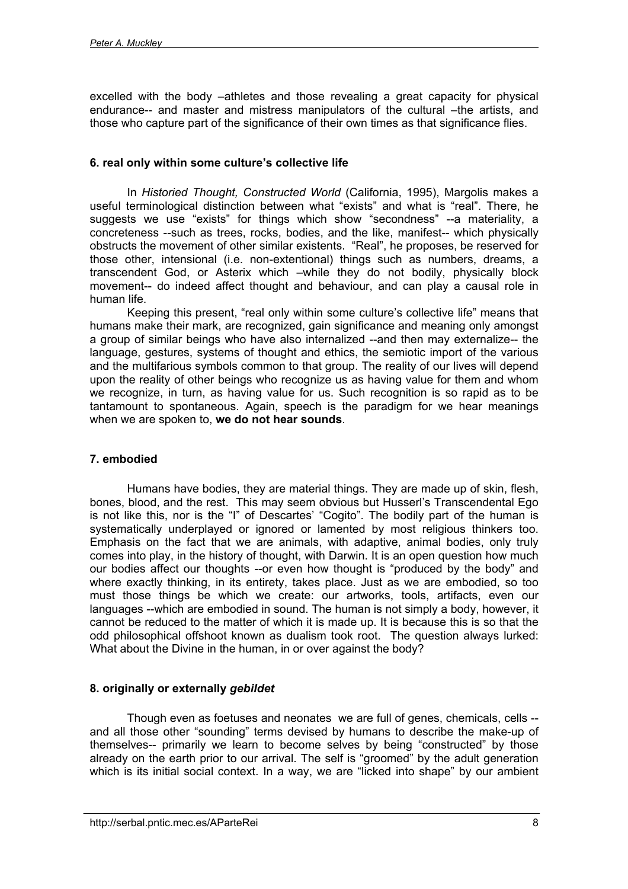excelled with the body –athletes and those revealing a great capacity for physical endurance-- and master and mistress manipulators of the cultural –the artists, and those who capture part of the significance of their own times as that significance flies.

### 6. real only within some culture's collective life

In *Historied Thought, Constructed World* (California, 1995), Margolis makes a useful terminological distinction between what "exists" and what is "real". There, he suggests we use "exists" for things which show "secondness" --a materiality, a concreteness --such as trees, rocks, bodies, and the like, manifest-- which physically obstructs the movement of other similar existents. "Real", he proposes, be reserved for those other, intensional (i.e. non-extentional) things such as numbers, dreams, a transcendent God, or Asterix which –while they do not bodily, physically block movement-- do indeed affect thought and behaviour, and can play a causal role in human life.

Keeping this present, "real only within some culture's collective life" means that humans make their mark, are recognized, gain significance and meaning only amongst a group of similar beings who have also internalized --and then may externalize-- the language, gestures, systems of thought and ethics, the semiotic import of the various and the multifarious symbols common to that group. The reality of our lives will depend upon the reality of other beings who recognize us as having value for them and whom we recognize, in turn, as having value for us. Such recognition is so rapid as to be tantamount to spontaneous. Again, speech is the paradigm for we hear meanings when we are spoken to, **we do not hear sounds**.

### 7. embodied

Humans have bodies, they are material things. They are made up of skin, flesh, bones, blood, and the rest. This may seem obvious but Husserl's Transcendental Ego is not like this, nor is the "I" of Descartes' "Cogito". The bodily part of the human is systematically underplayed or ignored or lamented by most religious thinkers too. Emphasis on the fact that we are animals, with adaptive, animal bodies, only truly comes into play, in the history of thought, with Darwin. It is an open question how much our bodies affect our thoughts --or even how thought is "produced by the body" and where exactly thinking, in its entirety, takes place. Just as we are embodied, so too must those things be which we create: our artworks, tools, artifacts, even our languages --which are embodied in sound. The human is not simply a body, however, it cannot be reduced to the matter of which it is made up. It is because this is so that the odd philosophical offshoot known as dualism took root. The question always lurked: What about the Divine in the human, in or over against the body?

### 8. originally or externally *gebildet*

Though even as foetuses and neonates we are full of genes, chemicals, cells --and all those other "sounding" terms devised by humans to describe the make-up of themselves-- primarily we learn to become selves by being "constructed" by those already on the earth prior to our arrival. The self is "groomed" by the adult generation which is its initial social context. In a way, we are "licked into shape" by our ambient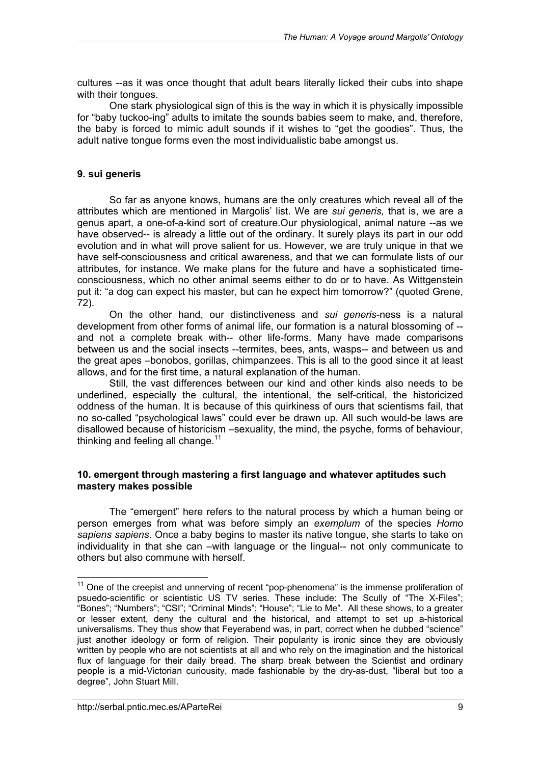cultures --as it was once thought that adult bears literally licked their cubs into shape with their tongues.

One stark physiological sign of this is the way in which it is physically impossible for "baby tuckoo-ing" adults to imitate the sounds babies seem to make, and, therefore, the baby is forced to mimic adult sounds if it wishes to "get the goodies". Thus, the adult native tongue forms even the most individualistic babe amongst us.

### 9. sui generis

So far as anyone knows, humans are the only creatures which reveal all of the attributes which are mentioned in Margolis' list. We are *sui generis,* that is, we are a genus apart, a one-of-a-kind sort of creature.Our physiological, animal nature --as we have observed-- is already a little out of the ordinary. It surely plays its part in our odd evolution and in what will prove salient for us. However, we are truly unique in that we have self-consciousness and critical awareness, and that we can formulate lists of our attributes, for instance. We make plans for the future and have a sophisticated time-consciousness, which no other animal seems either to do or to have. As Wittgenstein put it: "a dog can expect his master, but can he expect him tomorrow?" (quoted Grene, 72).

On the other hand, our distinctiveness and *sui generis*-ness is a natural development from other forms of animal life, our formation is a natural blossoming of --and not a complete break with-- other life-forms. Many have made comparisons between us and the social insects --termites, bees, ants, wasps-- and between us and the great apes –bonobos, gorillas, chimpanzees. This is all to the good since it at least allows, and for the first time, a natural explanation of the human.

Still, the vast differences between our kind and other kinds also needs to be underlined, especially the cultural, the intentional, the self-critical, the historicized oddness of the human. It is because of this quirkiness of ours that scientisms fail, that no so-called "psychological laws" could ever be drawn up. All such would-be laws are disallowed because of historicism –sexuality, the mind, the psyche, forms of behaviour, thinking and feeling all change.[11]

### 10. emergent through mastering a first language and whatever aptitudes such mastery makes possible

The "emergent" here refers to the natural process by which a human being or person emerges from what was before simply an *exemplum* of the species *Homo sapiens sapiens*. Once a baby begins to master its native tongue, she starts to take on individuality in that she can –with language or the lingual-- not only communicate to others but also commune with herself.

---

[11] One of the creepist and unnerving of recent "pop-phenomena" is the immense proliferation of psuedo-scientific or scientistic US TV series. These include: The Scully of "The X-Files"; "Bones"; "Numbers"; "CSI"; "Criminal Minds"; "House"; "Lie to Me". All these shows, to a greater or lesser extent, deny the cultural and the historical, and attempt to set up a-historical universalisms. They thus show that Feyerabend was, in part, correct when he dubbed "science" just another ideology or form of religion. Their popularity is ironic since they are obviously written by people who are not scientists at all and who rely on the imagination and the historical flux of language for their daily bread. The sharp break between the Scientist and ordinary people is a mid-Victorian curiousity, made fashionable by the dry-as-dust, "liberal but too a degree", John Stuart Mill.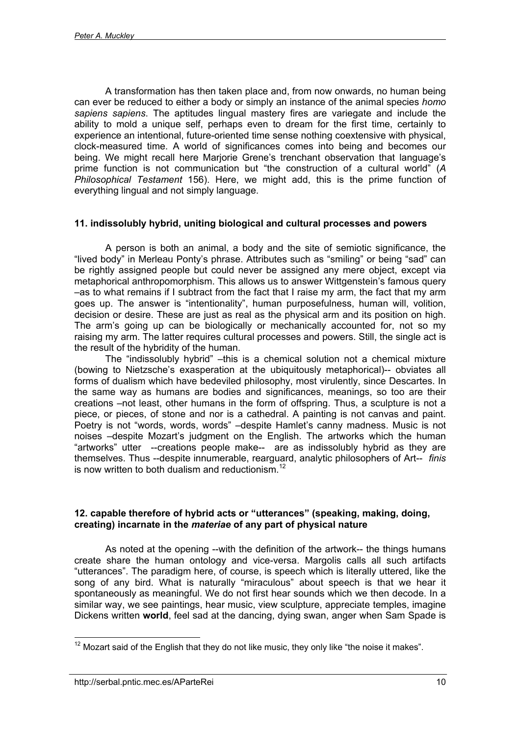A transformation has then taken place and, from now onwards, no human being can ever be reduced to either a body or simply an instance of the animal species *homo sapiens sapiens*. The aptitudes lingual mastery fires are variegate and include the ability to mold a unique self, perhaps even to dream for the first time, certainly to experience an intentional, future-oriented time sense nothing coextensive with physical, clock-measured time. A world of significances comes into being and becomes our being. We might recall here Marjorie Grene's trenchant observation that language's prime function is not communication but "the construction of a cultural world" (*A Philosophical Testament* 156). Here, we might add, this is the prime function of everything lingual and not simply language.

### 11. indissolubly hybrid, uniting biological and cultural processes and powers

A person is both an animal, a body and the site of semiotic significance, the "lived body" in Merleau Ponty's phrase. Attributes such as "smiling" or being "sad" can be rightly assigned people but could never be assigned any mere object, except via metaphorical anthropomorphism. This allows us to answer Wittgenstein's famous query –as to what remains if I subtract from the fact that I raise my arm, the fact that my arm goes up. The answer is "intentionality", human purposefulness, human will, volition, decision or desire. These are just as real as the physical arm and its position on high. The arm's going up can be biologically or mechanically accounted for, not so my raising my arm. The latter requires cultural processes and powers. Still, the single act is the result of the hybridity of the human.

The "indissolubly hybrid" –this is a chemical solution not a chemical mixture (bowing to Nietzsche's exasperation at the ubiquitously metaphorical)-- obviates all forms of dualism which have bedeviled philosophy, most virulently, since Descartes. In the same way as humans are bodies and significances, meanings, so too are their creations –not least, other humans in the form of offspring. Thus, a sculpture is not a piece, or pieces, of stone and nor is a cathedral. A painting is not canvas and paint. Poetry is not "words, words, words" –despite Hamlet's canny madness. Music is not noises –despite Mozart's judgment on the English. The artworks which the human "artworks" utter --creations people make-- are as indissolubly hybrid as they are themselves. Thus --despite innumerable, rearguard, analytic philosophers of Art-- *finis* is now written to both dualism and reductionism.[12]

### 12. capable therefore of hybrid acts or "utterances" (speaking, making, doing, creating) incarnate in the *materiae* of any part of physical nature

As noted at the opening --with the definition of the artwork-- the things humans create share the human ontology and vice-versa. Margolis calls all such artifacts "utterances". The paradigm here, of course, is speech which is literally uttered, like the song of any bird. What is naturally "miraculous" about speech is that we hear it spontaneously as meaningful. We do not first hear sounds which we then decode. In a similar way, we see paintings, hear music, view sculpture, appreciate temples, imagine Dickens written **world**, feel sad at the dancing, dying swan, anger when Sam Spade is

---

[12] Mozart said of the English that they do not like music, they only like "the noise it makes".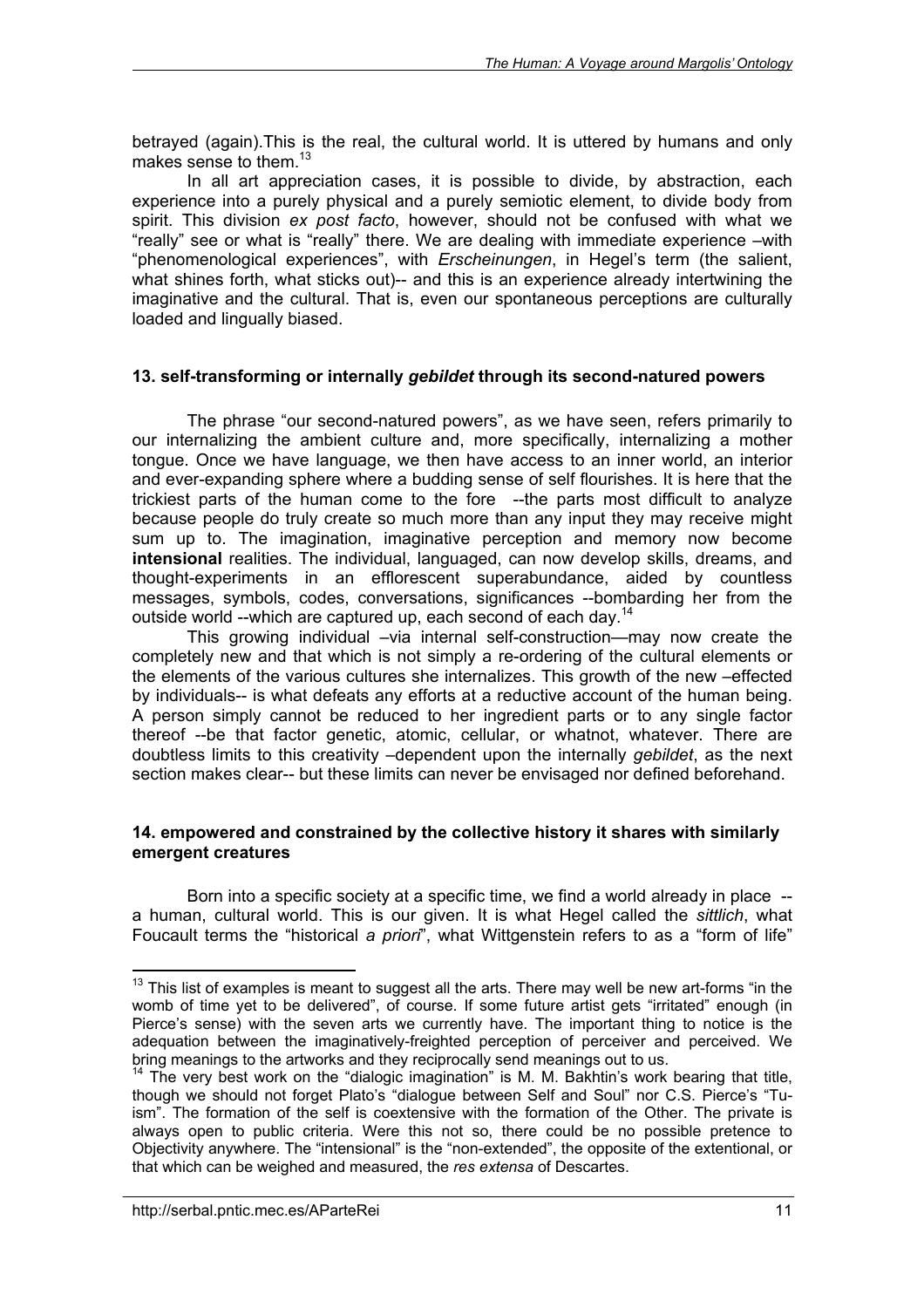betrayed (again).This is the real, the cultural world. It is uttered by humans and only makes sense to them.[13]

In all art appreciation cases, it is possible to divide, by abstraction, each experience into a purely physical and a purely semiotic element, to divide body from spirit. This division *ex post facto*, however, should not be confused with what we "really" see or what is "really" there. We are dealing with immediate experience –with "phenomenological experiences", with *Erscheinungen*, in Hegel's term (the salient, what shines forth, what sticks out)-- and this is an experience already intertwining the imaginative and the cultural. That is, even our spontaneous perceptions are culturally loaded and lingually biased.

### 13. self-transforming or internally *gebildet* through its second-natured powers

The phrase "our second-natured powers", as we have seen, refers primarily to our internalizing the ambient culture and, more specifically, internalizing a mother tongue. Once we have language, we then have access to an inner world, an interior and ever-expanding sphere where a budding sense of self flourishes. It is here that the trickiest parts of the human come to the fore --the parts most difficult to analyze because people do truly create so much more than any input they may receive might sum up to. The imagination, imaginative perception and memory now become **intensional** realities. The individual, languaged, can now develop skills, dreams, and thought-experiments in an efflorescent superabundance, aided by countless messages, symbols, codes, conversations, significances --bombarding her from the outside world --which are captured up, each second of each day.[14]

This growing individual –via internal self-construction—may now create the completely new and that which is not simply a re-ordering of the cultural elements or the elements of the various cultures she internalizes. This growth of the new –effected by individuals-- is what defeats any efforts at a reductive account of the human being. A person simply cannot be reduced to her ingredient parts or to any single factor thereof --be that factor genetic, atomic, cellular, or whatnot, whatever. There are doubtless limits to this creativity –dependent upon the internally *gebildet*, as the next section makes clear-- but these limits can never be envisaged nor defined beforehand.

### 14. empowered and constrained by the collective history it shares with similarly emergent creatures

Born into a specific society at a specific time, we find a world already in place -- a human, cultural world. This is our given. It is what Hegel called the *sittlich*, what Foucault terms the "historical *a priori*", what Wittgenstein refers to as a "form of life"

---

[13] This list of examples is meant to suggest all the arts. There may well be new art-forms "in the womb of time yet to be delivered", of course. If some future artist gets "irritated" enough (in Pierce's sense) with the seven arts we currently have. The important thing to notice is the adequation between the imaginatively-freighted perception of perceiver and perceived. We bring meanings to the artworks and they reciprocally send meanings out to us.

[14] The very best work on the "dialogic imagination" is M. M. Bakhtin's work bearing that title, though we should not forget Plato's "dialogue between Self and Soul" nor C.S. Pierce's "Tu-ism". The formation of the self is coextensive with the formation of the Other. The private is always open to public criteria. Were this not so, there could be no possible pretence to Objectivity anywhere. The "intensional" is the "non-extended", the opposite of the extentional, or that which can be weighed and measured, the *res extensa* of Descartes.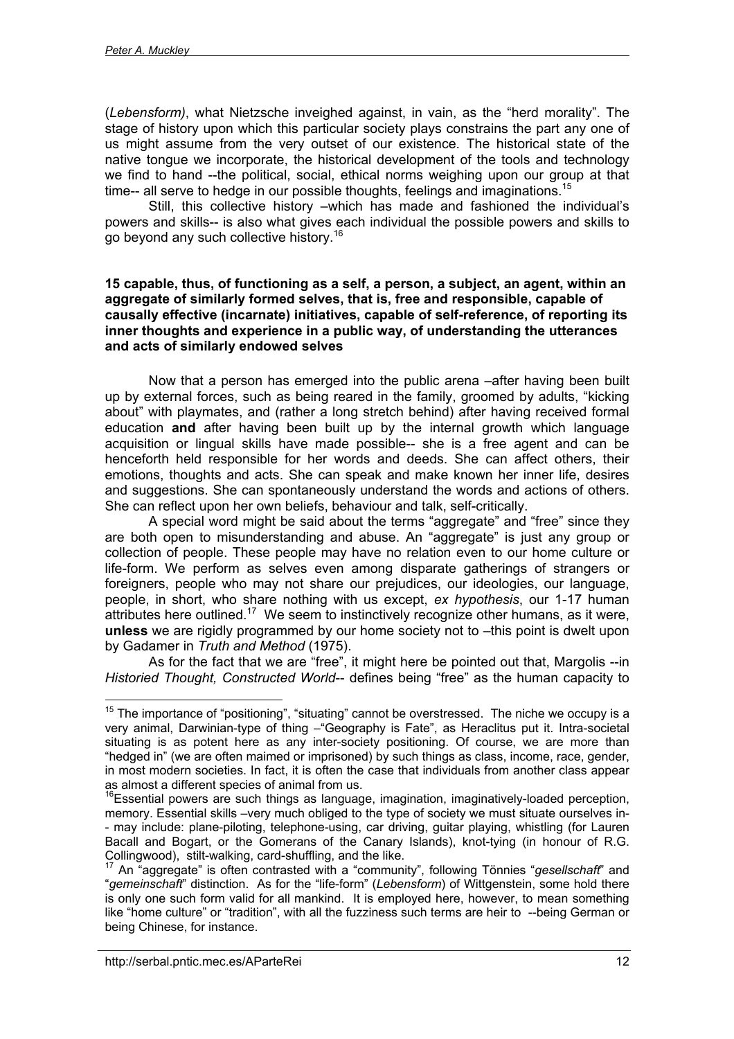(*Lebensform)*, what Nietzsche inveighed against, in vain, as the "herd morality". The stage of history upon which this particular society plays constrains the part any one of us might assume from the very outset of our existence. The historical state of the native tongue we incorporate, the historical development of the tools and technology we find to hand --the political, social, ethical norms weighing upon our group at that time-- all serve to hedge in our possible thoughts, feelings and imaginations.[15]

Still, this collective history –which has made and fashioned the individual's powers and skills-- is also what gives each individual the possible powers and skills to go beyond any such collective history.[16]

**15 capable, thus, of functioning as a self, a person, a subject, an agent, within an aggregate of similarly formed selves, that is, free and responsible, capable of causally effective (incarnate) initiatives, capable of self-reference, of reporting its inner thoughts and experience in a public way, of understanding the utterances and acts of similarly endowed selves**

Now that a person has emerged into the public arena –after having been built up by external forces, such as being reared in the family, groomed by adults, "kicking about" with playmates, and (rather a long stretch behind) after having received formal education **and** after having been built up by the internal growth which language acquisition or lingual skills have made possible-- she is a free agent and can be henceforth held responsible for her words and deeds. She can affect others, their emotions, thoughts and acts. She can speak and make known her inner life, desires and suggestions. She can spontaneously understand the words and actions of others. She can reflect upon her own beliefs, behaviour and talk, self-critically.

A special word might be said about the terms "aggregate" and "free" since they are both open to misunderstanding and abuse. An "aggregate" is just any group or collection of people. These people may have no relation even to our home culture or life-form. We perform as selves even among disparate gatherings of strangers or foreigners, people who may not share our prejudices, our ideologies, our language, people, in short, who share nothing with us except, *ex hypothesis*, our 1-17 human attributes here outlined.[17] We seem to instinctively recognize other humans, as it were, **unless** we are rigidly programmed by our home society not to –this point is dwelt upon by Gadamer in *Truth and Method* (1975).

As for the fact that we are "free", it might here be pointed out that, Margolis --in *Historied Thought, Constructed World*-- defines being "free" as the human capacity to

---

[15] The importance of "positioning", "situating" cannot be overstressed. The niche we occupy is a very animal, Darwinian-type of thing –"Geography is Fate", as Heraclitus put it. Intra-societal situating is as potent here as any inter-society positioning. Of course, we are more than "hedged in" (we are often maimed or imprisoned) by such things as class, income, race, gender, in most modern societies. In fact, it is often the case that individuals from another class appear as almost a different species of animal from us.

[16] Essential powers are such things as language, imagination, imaginatively-loaded perception, memory. Essential skills –very much obliged to the type of society we must situate ourselves in-- may include: plane-piloting, telephone-using, car driving, guitar playing, whistling (for Lauren Bacall and Bogart, or the Gomerans of the Canary Islands), knot-tying (in honour of R.G. Collingwood), stilt-walking, card-shuffling, and the like.

[17] An "aggregate" is often contrasted with a "community", following Tönnies "*gesellschaft*" and "*gemeinschaft*" distinction. As for the "life-form" (*Lebensform*) of Wittgenstein, some hold there is only one such form valid for all mankind. It is employed here, however, to mean something like "home culture" or "tradition", with all the fuzziness such terms are heir to --being German or being Chinese, for instance.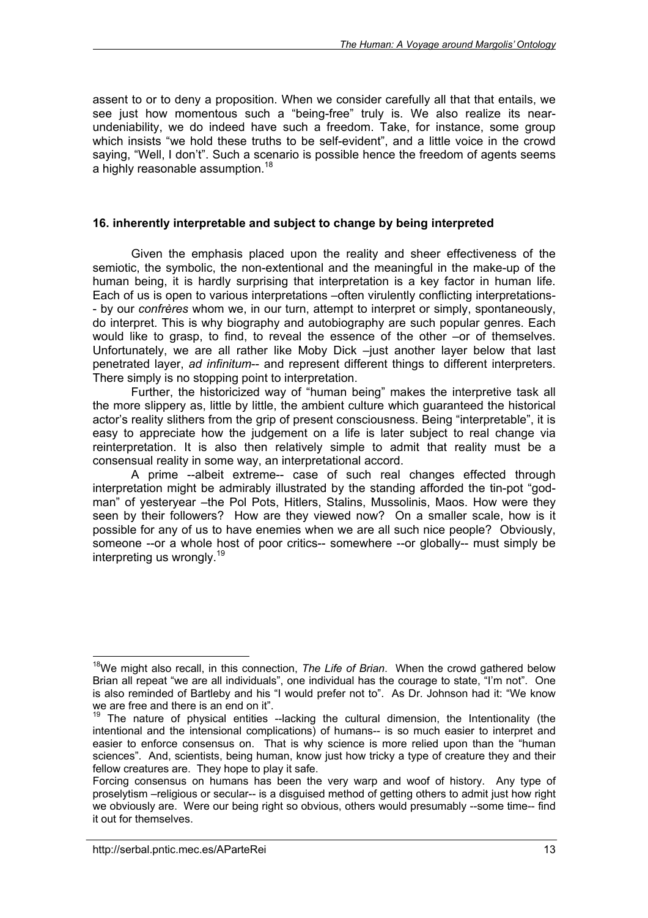assent to or to deny a proposition. When we consider carefully all that that entails, we see just how momentous such a "being-free" truly is. We also realize its near-undeniability, we do indeed have such a freedom. Take, for instance, some group which insists "we hold these truths to be self-evident", and a little voice in the crowd saying, "Well, I don't". Such a scenario is possible hence the freedom of agents seems a highly reasonable assumption.[18]

### 16. inherently interpretable and subject to change by being interpreted

Given the emphasis placed upon the reality and sheer effectiveness of the semiotic, the symbolic, the non-extentional and the meaningful in the make-up of the human being, it is hardly surprising that interpretation is a key factor in human life. Each of us is open to various interpretations –often virulently conflicting interpretations-- by our *confrères* whom we, in our turn, attempt to interpret or simply, spontaneously, do interpret. This is why biography and autobiography are such popular genres. Each would like to grasp, to find, to reveal the essence of the other –or of themselves. Unfortunately, we are all rather like Moby Dick –just another layer below that last penetrated layer, *ad infinitum*-- and represent different things to different interpreters. There simply is no stopping point to interpretation.

Further, the historicized way of "human being" makes the interpretive task all the more slippery as, little by little, the ambient culture which guaranteed the historical actor's reality slithers from the grip of present consciousness. Being "interpretable", it is easy to appreciate how the judgement on a life is later subject to real change via reinterpretation. It is also then relatively simple to admit that reality must be a consensual reality in some way, an interpretational accord.

A prime --albeit extreme-- case of such real changes effected through interpretation might be admirably illustrated by the standing afforded the tin-pot "god-man" of yesteryear –the Pol Pots, Hitlers, Stalins, Mussolinis, Maos. How were they seen by their followers? How are they viewed now? On a smaller scale, how is it possible for any of us to have enemies when we are all such nice people? Obviously, someone --or a whole host of poor critics-- somewhere --or globally-- must simply be interpreting us wrongly.[19]

---

[18] We might also recall, in this connection, *The Life of Brian*. When the crowd gathered below Brian all repeat "we are all individuals", one individual has the courage to state, "I'm not". One is also reminded of Bartleby and his "I would prefer not to". As Dr. Johnson had it: "We know we are free and there is an end on it".

[19] The nature of physical entities --lacking the cultural dimension, the Intentionality (the intentional and the intensional complications) of humans-- is so much easier to interpret and easier to enforce consensus on. That is why science is more relied upon than the "human sciences". And, scientists, being human, know just how tricky a type of creature they and their fellow creatures are. They hope to play it safe.

Forcing consensus on humans has been the very warp and woof of history. Any type of proselytism –religious or secular-- is a disguised method of getting others to admit just how right we obviously are. Were our being right so obvious, others would presumably --some time-- find it out for themselves.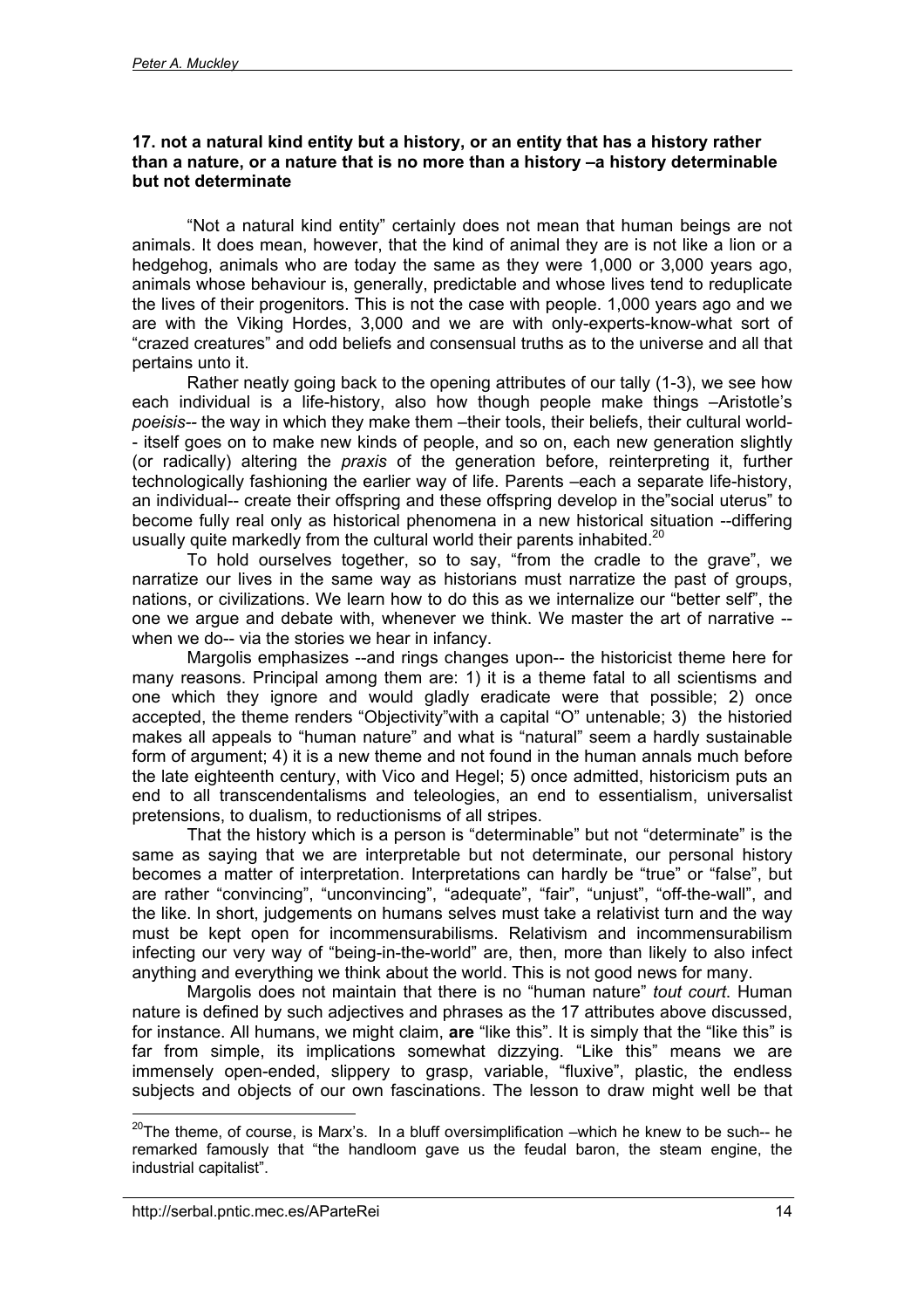**17. not a natural kind entity but a history, or an entity that has a history rather than a nature, or a nature that is no more than a history –a history determinable but not determinate**

"Not a natural kind entity" certainly does not mean that human beings are not animals. It does mean, however, that the kind of animal they are is not like a lion or a hedgehog, animals who are today the same as they were 1,000 or 3,000 years ago, animals whose behaviour is, generally, predictable and whose lives tend to reduplicate the lives of their progenitors. This is not the case with people. 1,000 years ago and we are with the Viking Hordes, 3,000 and we are with only-experts-know-what sort of "crazed creatures" and odd beliefs and consensual truths as to the universe and all that pertains unto it.

Rather neatly going back to the opening attributes of our tally (1-3), we see how each individual is a life-history, also how though people make things –Aristotle's *poeisis*-- the way in which they make them –their tools, their beliefs, their cultural world-- itself goes on to make new kinds of people, and so on, each new generation slightly (or radically) altering the *praxis* of the generation before, reinterpreting it, further technologically fashioning the earlier way of life. Parents –each a separate life-history, an individual-- create their offspring and these offspring develop in the"social uterus" to become fully real only as historical phenomena in a new historical situation --differing usually quite markedly from the cultural world their parents inhabited.[20]

To hold ourselves together, so to say, "from the cradle to the grave", we narratize our lives in the same way as historians must narratize the past of groups, nations, or civilizations. We learn how to do this as we internalize our "better self", the one we argue and debate with, whenever we think. We master the art of narrative --when we do-- via the stories we hear in infancy.

Margolis emphasizes --and rings changes upon-- the historicist theme here for many reasons. Principal among them are: 1) it is a theme fatal to all scientisms and one which they ignore and would gladly eradicate were that possible; 2) once accepted, the theme renders "Objectivity"with a capital "O" untenable; 3) the historied makes all appeals to "human nature" and what is "natural" seem a hardly sustainable form of argument; 4) it is a new theme and not found in the human annals much before the late eighteenth century, with Vico and Hegel; 5) once admitted, historicism puts an end to all transcendentalisms and teleologies, an end to essentialism, universalist pretensions, to dualism, to reductionisms of all stripes.

That the history which is a person is "determinable" but not "determinate" is the same as saying that we are interpretable but not determinate, our personal history becomes a matter of interpretation. Interpretations can hardly be "true" or "false", but are rather "convincing", "unconvincing", "adequate", "fair", "unjust", "off-the-wall", and the like. In short, judgements on humans selves must take a relativist turn and the way must be kept open for incommensurabilisms. Relativism and incommensurabilism infecting our very way of "being-in-the-world" are, then, more than likely to also infect anything and everything we think about the world. This is not good news for many.

Margolis does not maintain that there is no "human nature" *tout court*. Human nature is defined by such adjectives and phrases as the 17 attributes above discussed, for instance. All humans, we might claim, **are** "like this". It is simply that the "like this" is far from simple, its implications somewhat dizzying. "Like this" means we are immensely open-ended, slippery to grasp, variable, "fluxive", plastic, the endless subjects and objects of our own fascinations. The lesson to draw might well be that

---

[20]The theme, of course, is Marx's. In a bluff oversimplification –which he knew to be such-- he remarked famously that "the handloom gave us the feudal baron, the steam engine, the industrial capitalist".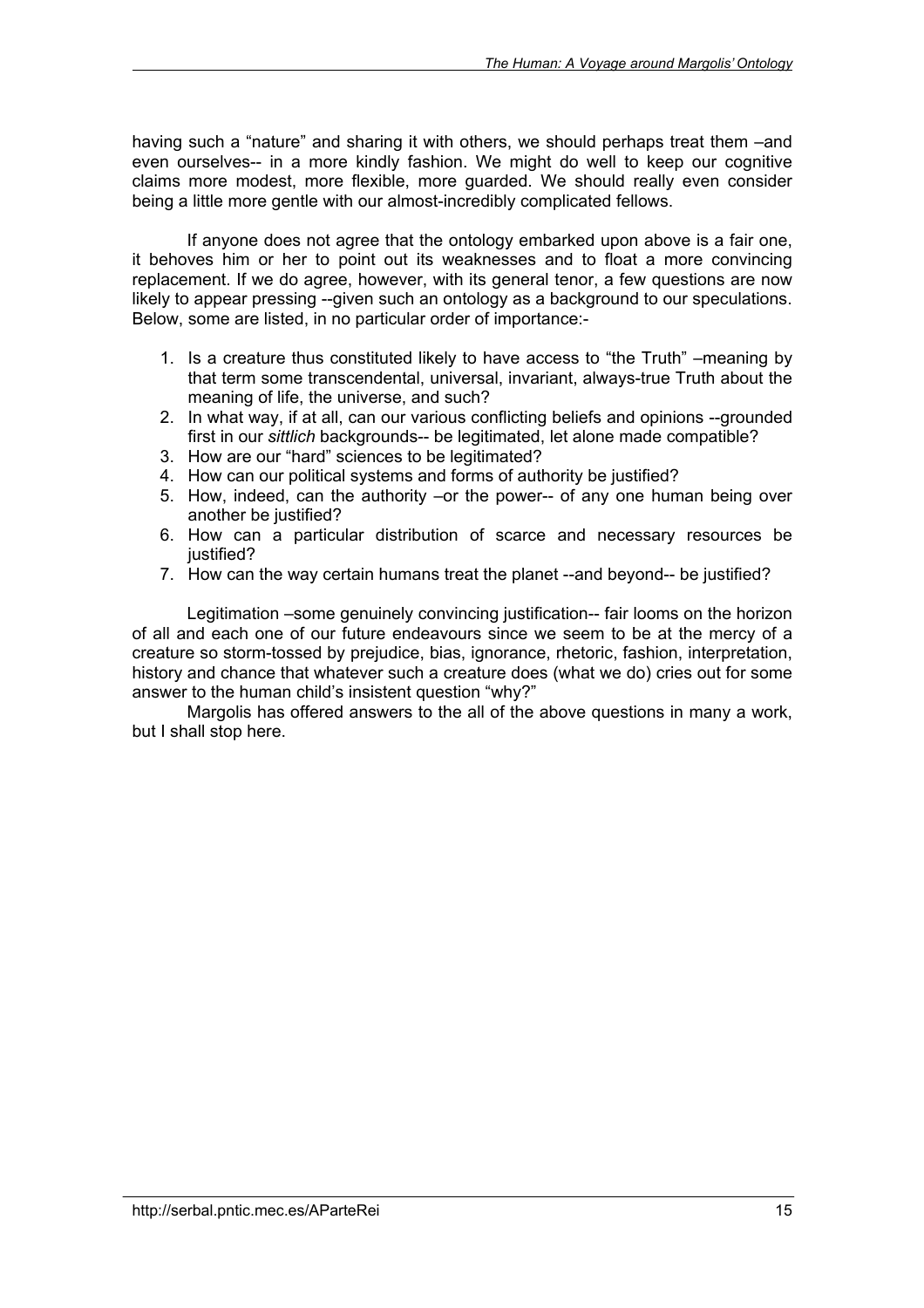having such a "nature" and sharing it with others, we should perhaps treat them –and even ourselves-- in a more kindly fashion. We might do well to keep our cognitive claims more modest, more flexible, more guarded. We should really even consider being a little more gentle with our almost-incredibly complicated fellows.

If anyone does not agree that the ontology embarked upon above is a fair one, it behoves him or her to point out its weaknesses and to float a more convincing replacement. If we do agree, however, with its general tenor, a few questions are now likely to appear pressing --given such an ontology as a background to our speculations. Below, some are listed, in no particular order of importance:-

1. Is a creature thus constituted likely to have access to "the Truth" –meaning by that term some transcendental, universal, invariant, always-true Truth about the meaning of life, the universe, and such?
2. In what way, if at all, can our various conflicting beliefs and opinions --grounded first in our *sittlich* backgrounds-- be legitimated, let alone made compatible?
3. How are our "hard" sciences to be legitimated?
4. How can our political systems and forms of authority be justified?
5. How, indeed, can the authority –or the power-- of any one human being over another be justified?
6. How can a particular distribution of scarce and necessary resources be justified?
7. How can the way certain humans treat the planet --and beyond-- be justified?

Legitimation –some genuinely convincing justification-- fair looms on the horizon of all and each one of our future endeavours since we seem to be at the mercy of a creature so storm-tossed by prejudice, bias, ignorance, rhetoric, fashion, interpretation, history and chance that whatever such a creature does (what we do) cries out for some answer to the human child's insistent question "why?"

Margolis has offered answers to the all of the above questions in many a work, but I shall stop here.